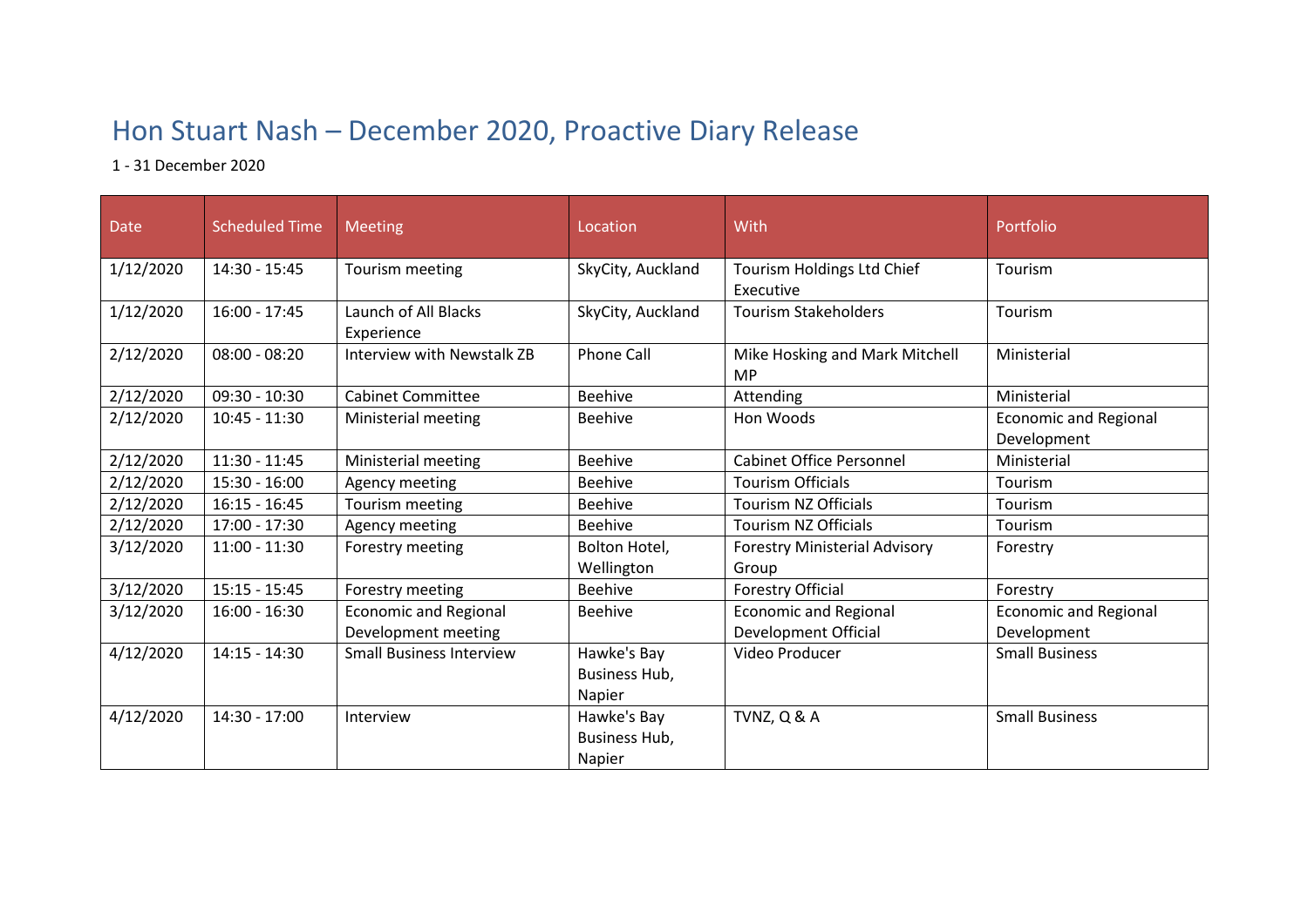# Hon Stuart Nash – December 2020, Proactive Diary Release

1 - 31 December 2020

| Date | Scheduled Time | Meeting | Location | With | Portfolio |
|---|---|---|---|---|---|
| 1/12/2020 | 14:30 - 15:45 | Tourism meeting | SkyCity, Auckland | Tourism Holdings Ltd Chief Executive | Tourism |
| 1/12/2020 | 16:00 - 17:45 | Launch of All Blacks Experience | SkyCity, Auckland | Tourism Stakeholders | Tourism |
| 2/12/2020 | 08:00 - 08:20 | Interview with Newstalk ZB | Phone Call | Mike Hosking and Mark Mitchell MP | Ministerial |
| 2/12/2020 | 09:30 - 10:30 | Cabinet Committee | Beehive | Attending | Ministerial |
| 2/12/2020 | 10:45 - 11:30 | Ministerial meeting | Beehive | Hon Woods | Economic and Regional Development |
| 2/12/2020 | 11:30 - 11:45 | Ministerial meeting | Beehive | Cabinet Office Personnel | Ministerial |
| 2/12/2020 | 15:30 - 16:00 | Agency meeting | Beehive | Tourism Officials | Tourism |
| 2/12/2020 | 16:15 - 16:45 | Tourism meeting | Beehive | Tourism NZ Officials | Tourism |
| 2/12/2020 | 17:00 - 17:30 | Agency meeting | Beehive | Tourism NZ Officials | Tourism |
| 3/12/2020 | 11:00 - 11:30 | Forestry meeting | Bolton Hotel, Wellington | Forestry Ministerial Advisory Group | Forestry |
| 3/12/2020 | 15:15 - 15:45 | Forestry meeting | Beehive | Forestry Official | Forestry |
| 3/12/2020 | 16:00 - 16:30 | Economic and Regional Development meeting | Beehive | Economic and Regional Development Official | Economic and Regional Development |
| 4/12/2020 | 14:15 - 14:30 | Small Business Interview | Hawke's Bay Business Hub, Napier | Video Producer | Small Business |
| 4/12/2020 | 14:30 - 17:00 | Interview | Hawke's Bay Business Hub, Napier | TVNZ, Q & A | Small Business |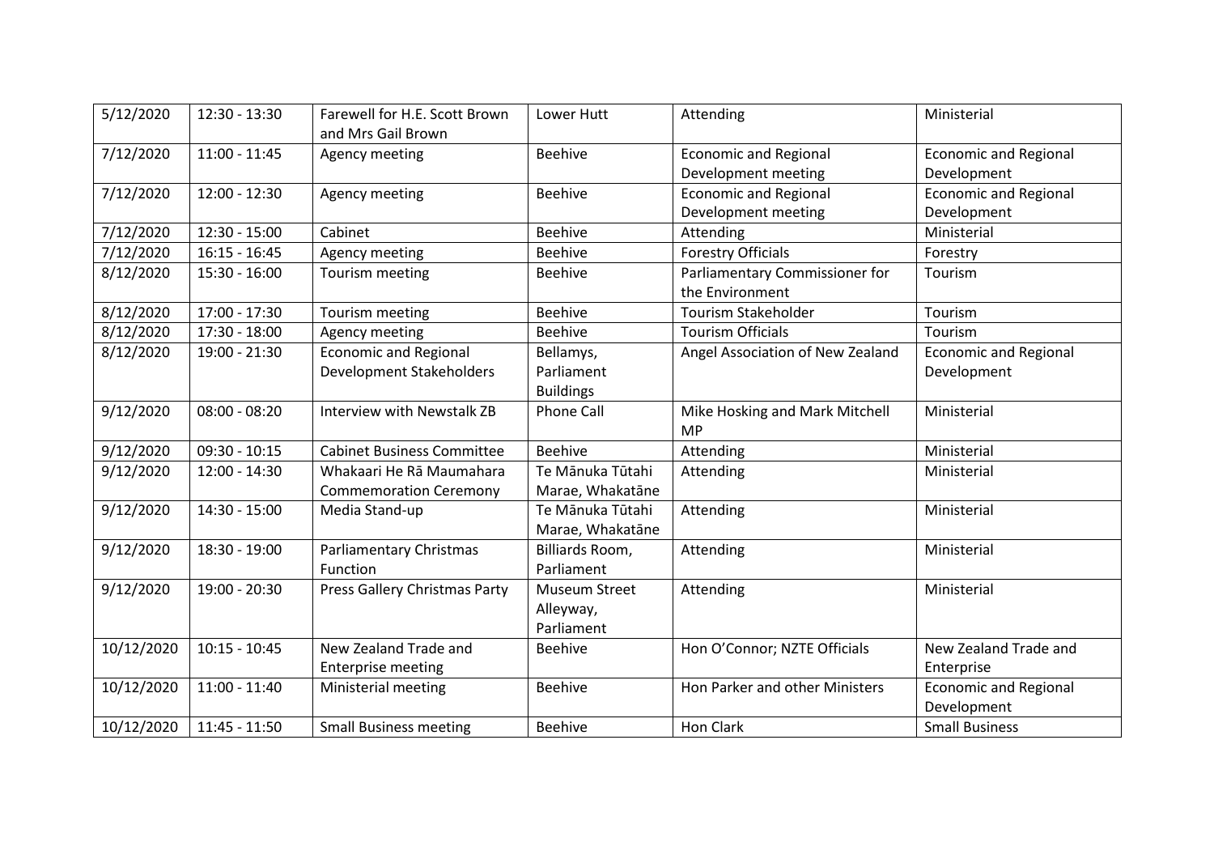| 5/12/2020 | 12:30 - 13:30 | Farewell for H.E. Scott Brown and Mrs Gail Brown | Lower Hutt | Attending | Ministerial |
|---|---|---|---|---|---|
| 7/12/2020 | 11:00 - 11:45 | Agency meeting | Beehive | Economic and Regional Development meeting | Economic and Regional Development |
| 7/12/2020 | 12:00 - 12:30 | Agency meeting | Beehive | Economic and Regional Development meeting | Economic and Regional Development |
| 7/12/2020 | 12:30 - 15:00 | Cabinet | Beehive | Attending | Ministerial |
| 7/12/2020 | 16:15 - 16:45 | Agency meeting | Beehive | Forestry Officials | Forestry |
| 8/12/2020 | 15:30 - 16:00 | Tourism meeting | Beehive | Parliamentary Commissioner for the Environment | Tourism |
| 8/12/2020 | 17:00 - 17:30 | Tourism meeting | Beehive | Tourism Stakeholder | Tourism |
| 8/12/2020 | 17:30 - 18:00 | Agency meeting | Beehive | Tourism Officials | Tourism |
| 8/12/2020 | 19:00 - 21:30 | Economic and Regional Development Stakeholders | Bellamys, Parliament Buildings | Angel Association of New Zealand | Economic and Regional Development |
| 9/12/2020 | 08:00 - 08:20 | Interview with Newstalk ZB | Phone Call | Mike Hosking and Mark Mitchell MP | Ministerial |
| 9/12/2020 | 09:30 - 10:15 | Cabinet Business Committee | Beehive | Attending | Ministerial |
| 9/12/2020 | 12:00 - 14:30 | Whakaari He Rā Maumahara Commemoration Ceremony | Te Mānuka Tūtahi Marae, Whakatāne | Attending | Ministerial |
| 9/12/2020 | 14:30 - 15:00 | Media Stand-up | Te Mānuka Tūtahi Marae, Whakatāne | Attending | Ministerial |
| 9/12/2020 | 18:30 - 19:00 | Parliamentary Christmas Function | Billiards Room, Parliament | Attending | Ministerial |
| 9/12/2020 | 19:00 - 20:30 | Press Gallery Christmas Party | Museum Street Alleyway, Parliament | Attending | Ministerial |
| 10/12/2020 | 10:15 - 10:45 | New Zealand Trade and Enterprise meeting | Beehive | Hon O'Connor; NZTE Officials | New Zealand Trade and Enterprise |
| 10/12/2020 | 11:00 - 11:40 | Ministerial meeting | Beehive | Hon Parker and other Ministers | Economic and Regional Development |
| 10/12/2020 | 11:45 - 11:50 | Small Business meeting | Beehive | Hon Clark | Small Business |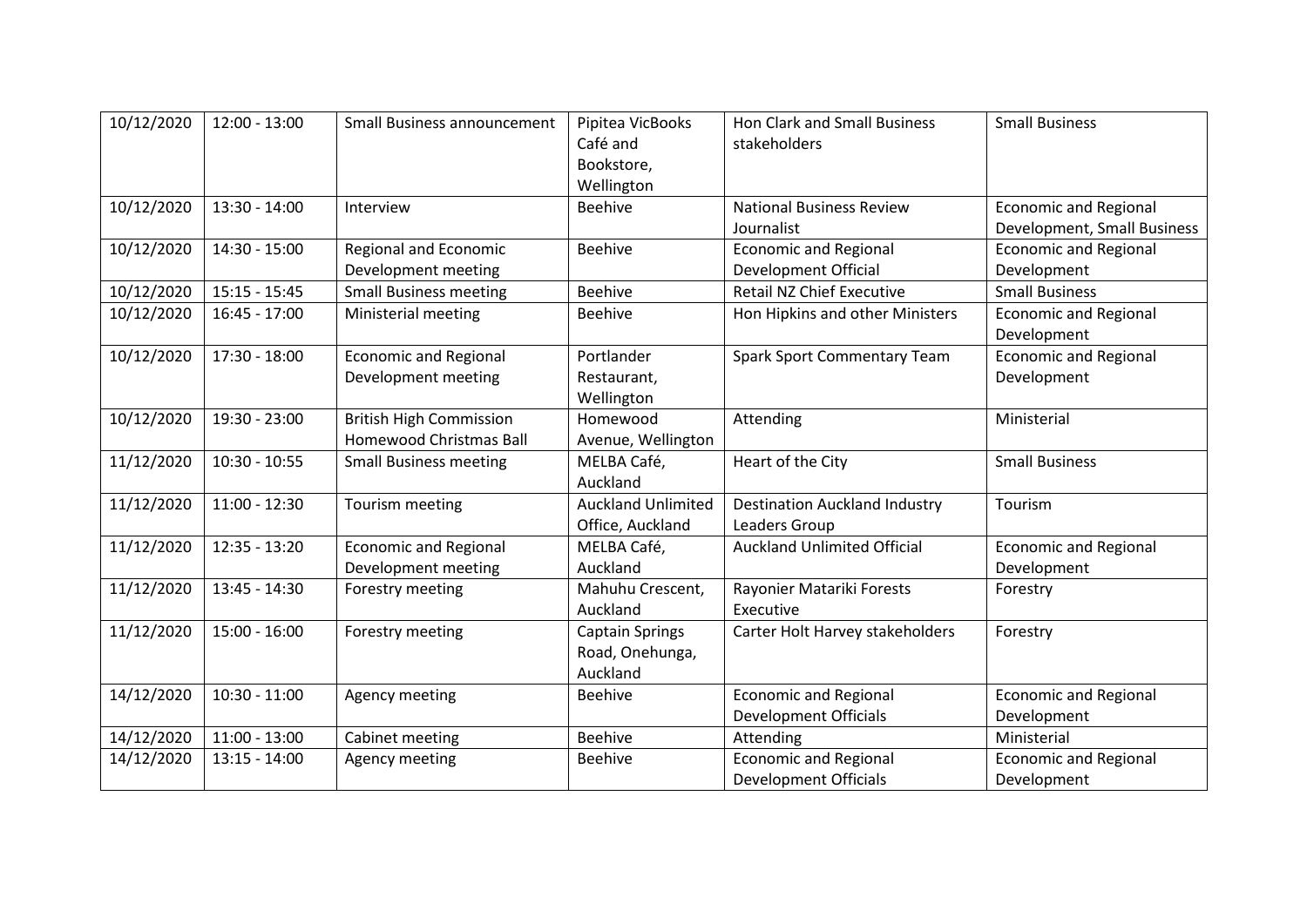| 10/12/2020 | 12:00 - 13:00 | Small Business announcement | Pipitea VicBooks Café and Bookstore, Wellington | Hon Clark and Small Business stakeholders | Small Business |
|---|---|---|---|---|---|
| 10/12/2020 | 13:30 - 14:00 | Interview | Beehive | National Business Review Journalist | Economic and Regional Development, Small Business |
| 10/12/2020 | 14:30 - 15:00 | Regional and Economic Development meeting | Beehive | Economic and Regional Development Official | Economic and Regional Development |
| 10/12/2020 | 15:15 - 15:45 | Small Business meeting | Beehive | Retail NZ Chief Executive | Small Business |
| 10/12/2020 | 16:45 - 17:00 | Ministerial meeting | Beehive | Hon Hipkins and other Ministers | Economic and Regional Development |
| 10/12/2020 | 17:30 - 18:00 | Economic and Regional Development meeting | Portlander Restaurant, Wellington | Spark Sport Commentary Team | Economic and Regional Development |
| 10/12/2020 | 19:30 - 23:00 | British High Commission Homewood Christmas Ball | Homewood Avenue, Wellington | Attending | Ministerial |
| 11/12/2020 | 10:30 - 10:55 | Small Business meeting | MELBA Café, Auckland | Heart of the City | Small Business |
| 11/12/2020 | 11:00 - 12:30 | Tourism meeting | Auckland Unlimited Office, Auckland | Destination Auckland Industry Leaders Group | Tourism |
| 11/12/2020 | 12:35 - 13:20 | Economic and Regional Development meeting | MELBA Café, Auckland | Auckland Unlimited Official | Economic and Regional Development |
| 11/12/2020 | 13:45 - 14:30 | Forestry meeting | Mahuhu Crescent, Auckland | Rayonier Matariki Forests Executive | Forestry |
| 11/12/2020 | 15:00 - 16:00 | Forestry meeting | Captain Springs Road, Onehunga, Auckland | Carter Holt Harvey stakeholders | Forestry |
| 14/12/2020 | 10:30 - 11:00 | Agency meeting | Beehive | Economic and Regional Development Officials | Economic and Regional Development |
| 14/12/2020 | 11:00 - 13:00 | Cabinet meeting | Beehive | Attending | Ministerial |
| 14/12/2020 | 13:15 - 14:00 | Agency meeting | Beehive | Economic and Regional Development Officials | Economic and Regional Development |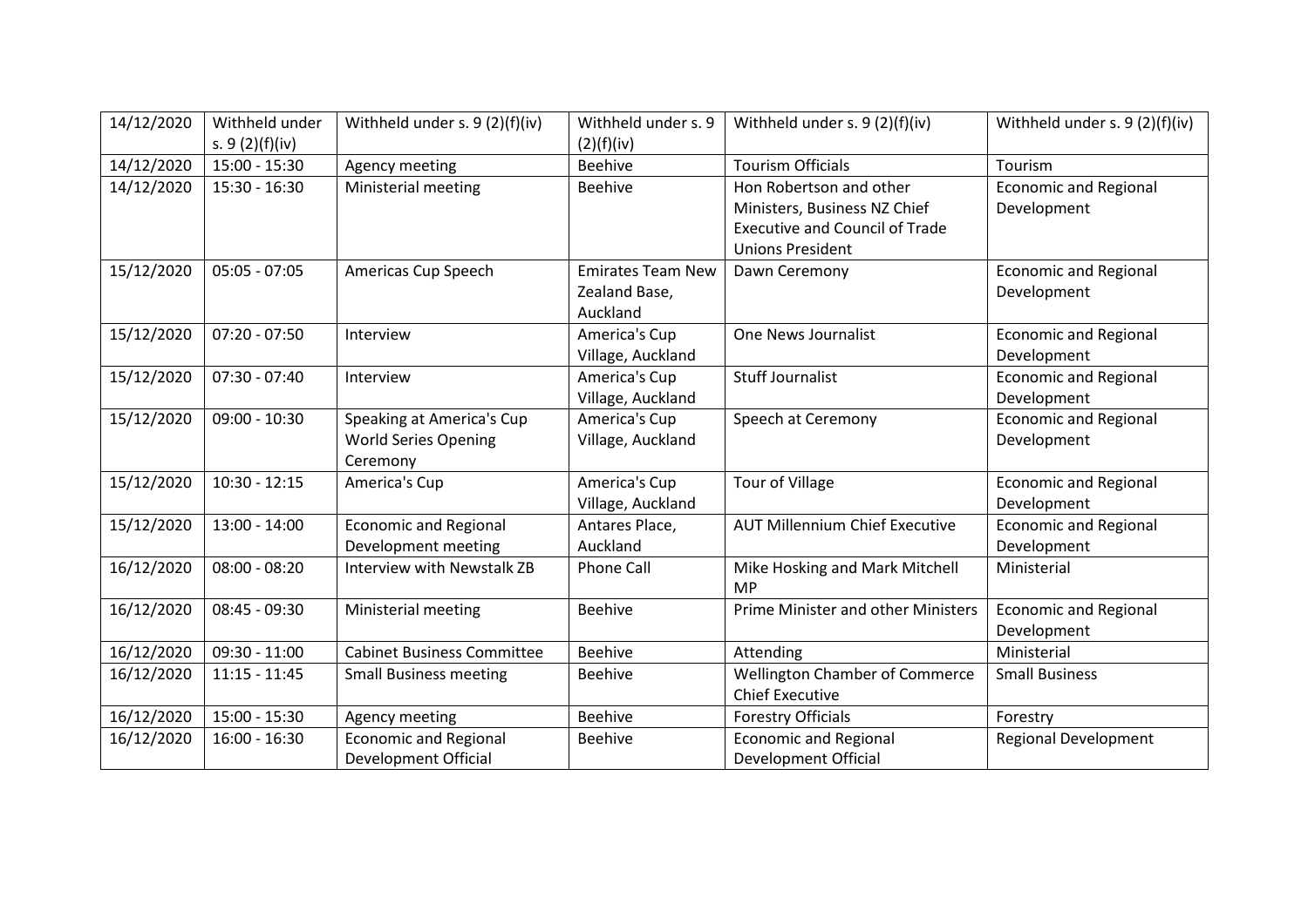| 14/12/2020 | Withheld under s. 9 (2)(f)(iv) | Withheld under s. 9 (2)(f)(iv) | Withheld under s. 9 (2)(f)(iv) | Withheld under s. 9 (2)(f)(iv) | Withheld under s. 9 (2)(f)(iv) |
|---|---|---|---|---|---|
| 14/12/2020 | 15:00 - 15:30 | Agency meeting | Beehive | Tourism Officials | Tourism |
| 14/12/2020 | 15:30 - 16:30 | Ministerial meeting | Beehive | Hon Robertson and other Ministers, Business NZ Chief Executive and Council of Trade Unions President | Economic and Regional Development |
| 15/12/2020 | 05:05 - 07:05 | Americas Cup Speech | Emirates Team New Zealand Base, Auckland | Dawn Ceremony | Economic and Regional Development |
| 15/12/2020 | 07:20 - 07:50 | Interview | America's Cup Village, Auckland | One News Journalist | Economic and Regional Development |
| 15/12/2020 | 07:30 - 07:40 | Interview | America's Cup Village, Auckland | Stuff Journalist | Economic and Regional Development |
| 15/12/2020 | 09:00 - 10:30 | Speaking at America's Cup World Series Opening Ceremony | America's Cup Village, Auckland | Speech at Ceremony | Economic and Regional Development |
| 15/12/2020 | 10:30 - 12:15 | America's Cup | America's Cup Village, Auckland | Tour of Village | Economic and Regional Development |
| 15/12/2020 | 13:00 - 14:00 | Economic and Regional Development meeting | Antares Place, Auckland | AUT Millennium Chief Executive | Economic and Regional Development |
| 16/12/2020 | 08:00 - 08:20 | Interview with Newstalk ZB | Phone Call | Mike Hosking and Mark Mitchell MP | Ministerial |
| 16/12/2020 | 08:45 - 09:30 | Ministerial meeting | Beehive | Prime Minister and other Ministers | Economic and Regional Development |
| 16/12/2020 | 09:30 - 11:00 | Cabinet Business Committee | Beehive | Attending | Ministerial |
| 16/12/2020 | 11:15 - 11:45 | Small Business meeting | Beehive | Wellington Chamber of Commerce Chief Executive | Small Business |
| 16/12/2020 | 15:00 - 15:30 | Agency meeting | Beehive | Forestry Officials | Forestry |
| 16/12/2020 | 16:00 - 16:30 | Economic and Regional Development Official | Beehive | Economic and Regional Development Official | Regional Development |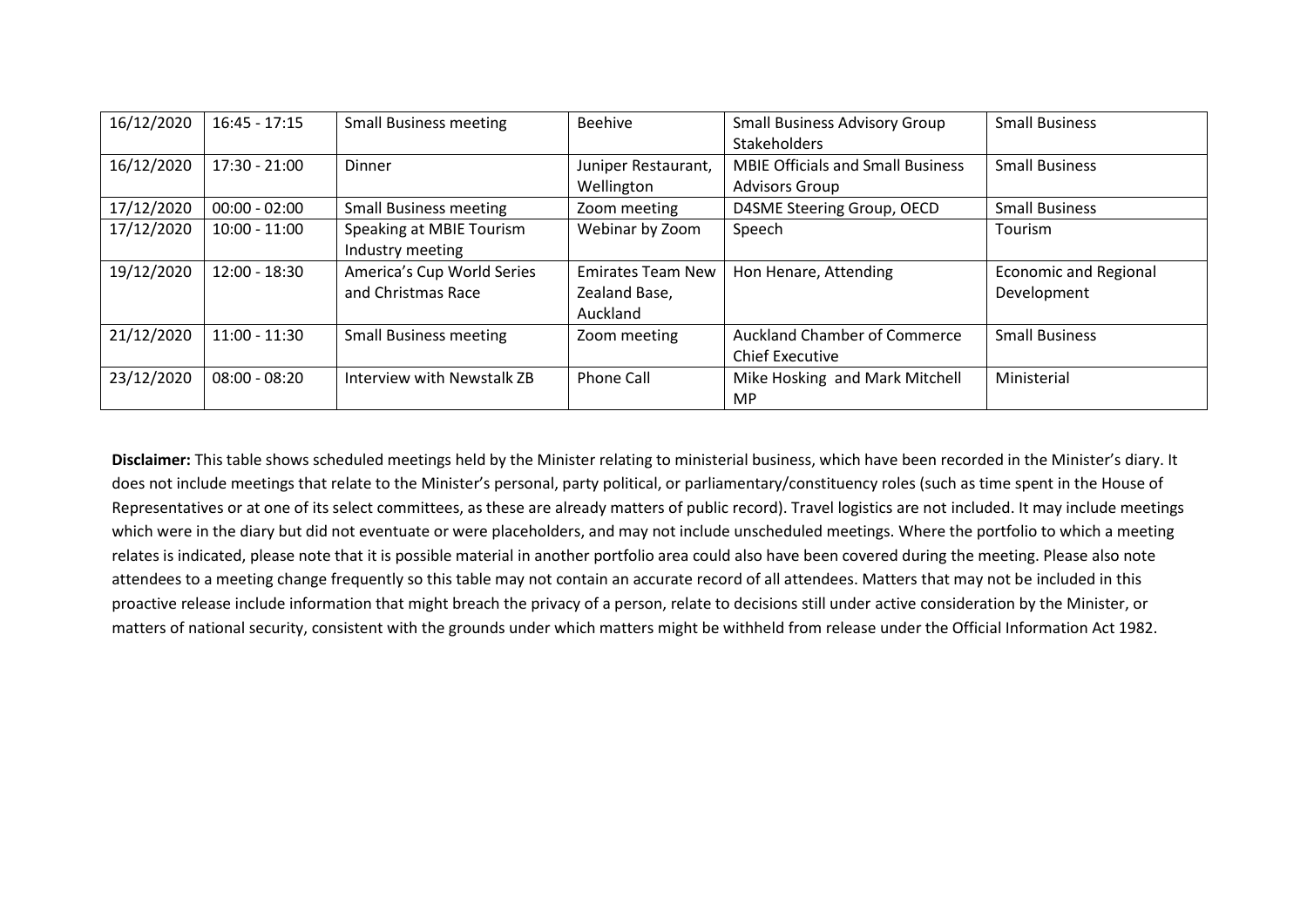| | | | | | |
|---|---|---|---|---|---|
| 16/12/2020 | 16:45 - 17:15 | Small Business meeting | Beehive | Small Business Advisory Group Stakeholders | Small Business |
| 16/12/2020 | 17:30 - 21:00 | Dinner | Juniper Restaurant, Wellington | MBIE Officials and Small Business Advisors Group | Small Business |
| 17/12/2020 | 00:00 - 02:00 | Small Business meeting | Zoom meeting | D4SME Steering Group, OECD | Small Business |
| 17/12/2020 | 10:00 - 11:00 | Speaking at MBIE Tourism Industry meeting | Webinar by Zoom | Speech | Tourism |
| 19/12/2020 | 12:00 - 18:30 | America's Cup World Series and Christmas Race | Emirates Team New Zealand Base, Auckland | Hon Henare, Attending | Economic and Regional Development |
| 21/12/2020 | 11:00 - 11:30 | Small Business meeting | Zoom meeting | Auckland Chamber of Commerce Chief Executive | Small Business |
| 23/12/2020 | 08:00 - 08:20 | Interview with Newstalk ZB | Phone Call | Mike Hosking and Mark Mitchell MP | Ministerial |

**Disclaimer:** This table shows scheduled meetings held by the Minister relating to ministerial business, which have been recorded in the Minister's diary. It does not include meetings that relate to the Minister's personal, party political, or parliamentary/constituency roles (such as time spent in the House of Representatives or at one of its select committees, as these are already matters of public record). Travel logistics are not included. It may include meetings which were in the diary but did not eventuate or were placeholders, and may not include unscheduled meetings. Where the portfolio to which a meeting relates is indicated, please note that it is possible material in another portfolio area could also have been covered during the meeting. Please also note attendees to a meeting change frequently so this table may not contain an accurate record of all attendees. Matters that may not be included in this proactive release include information that might breach the privacy of a person, relate to decisions still under active consideration by the Minister, or matters of national security, consistent with the grounds under which matters might be withheld from release under the Official Information Act 1982.